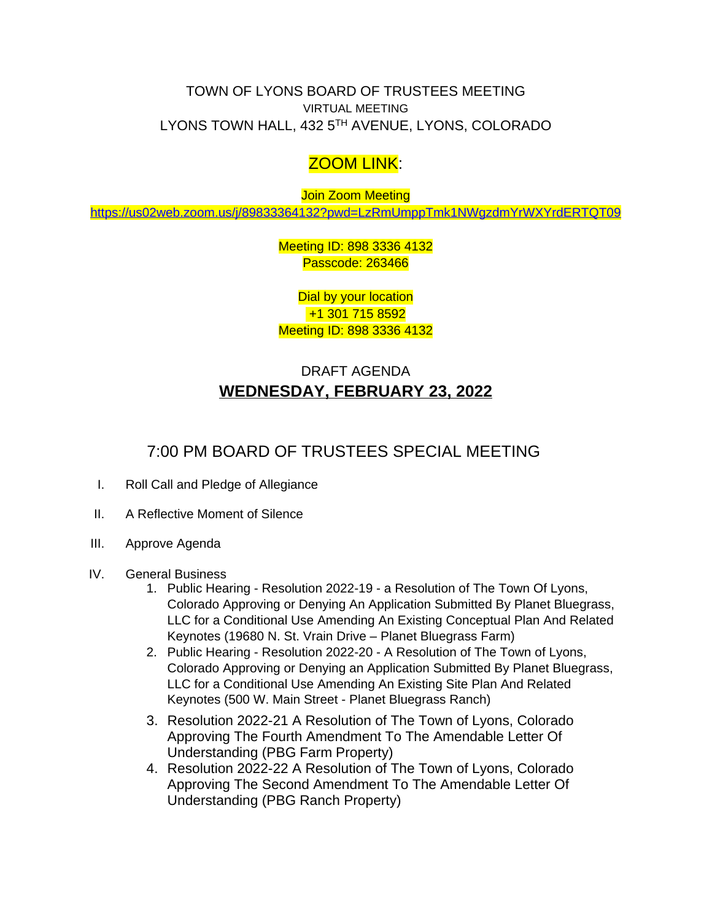TOWN OF LYONS BOARD OF TRUSTEES MEETING

VIRTUAL MEETING

LYONS TOWN HALL, 432 5TH AVENUE, LYONS, COLORADO

ZOOM LINK:

Join Zoom Meeting

https://us02web.zoom.us/j/89833364132?pwd=LzRmUmppTmk1NWgzdmYrWXYrdERTQT09

Meeting ID: 898 3336 4132

Passcode: 263466

Dial by your location

+1 301 715 8592

Meeting ID: 898 3336 4132

DRAFT AGENDA

**WEDNESDAY, FEBRUARY 23, 2022**

## 7:00 PM BOARD OF TRUSTEES SPECIAL MEETING

I. Roll Call and Pledge of Allegiance

II. A Reflective Moment of Silence

III. Approve Agenda

IV. General Business

1. Public Hearing - Resolution 2022-19 - a Resolution of The Town Of Lyons, Colorado Approving or Denying An Application Submitted By Planet Bluegrass, LLC for a Conditional Use Amending An Existing Conceptual Plan And Related Keynotes (19680 N. St. Vrain Drive – Planet Bluegrass Farm)
2. Public Hearing - Resolution 2022-20 - A Resolution of The Town of Lyons, Colorado Approving or Denying an Application Submitted By Planet Bluegrass, LLC for a Conditional Use Amending An Existing Site Plan And Related Keynotes (500 W. Main Street - Planet Bluegrass Ranch)
3. Resolution 2022-21 A Resolution of The Town of Lyons, Colorado Approving The Fourth Amendment To The Amendable Letter Of Understanding (PBG Farm Property)
4. Resolution 2022-22 A Resolution of The Town of Lyons, Colorado Approving The Second Amendment To The Amendable Letter Of Understanding (PBG Ranch Property)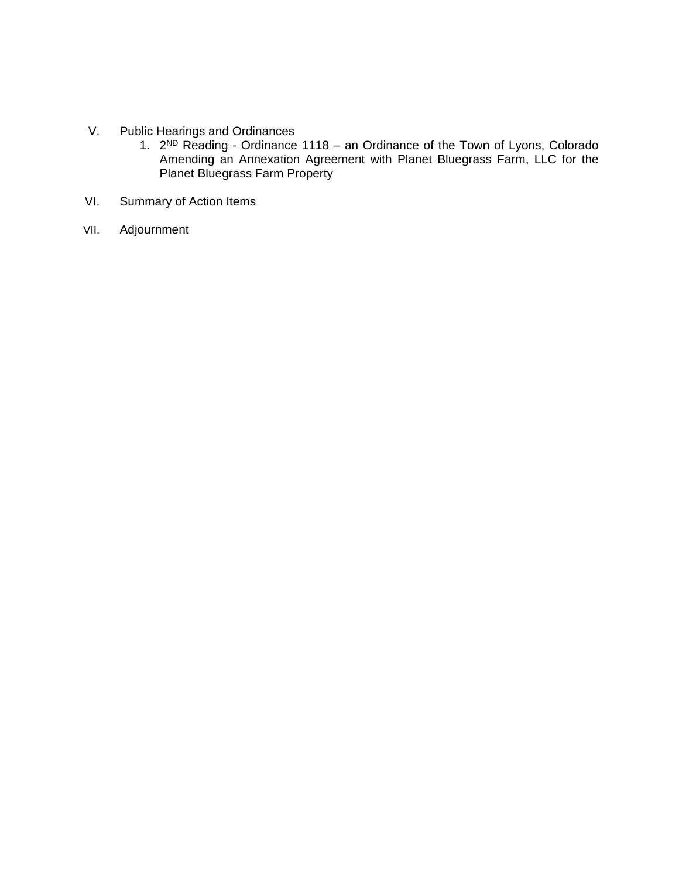V. Public Hearings and Ordinances
   1. 2ND Reading - Ordinance 1118 – an Ordinance of the Town of Lyons, Colorado Amending an Annexation Agreement with Planet Bluegrass Farm, LLC for the Planet Bluegrass Farm Property

VI. Summary of Action Items

VII. Adjournment